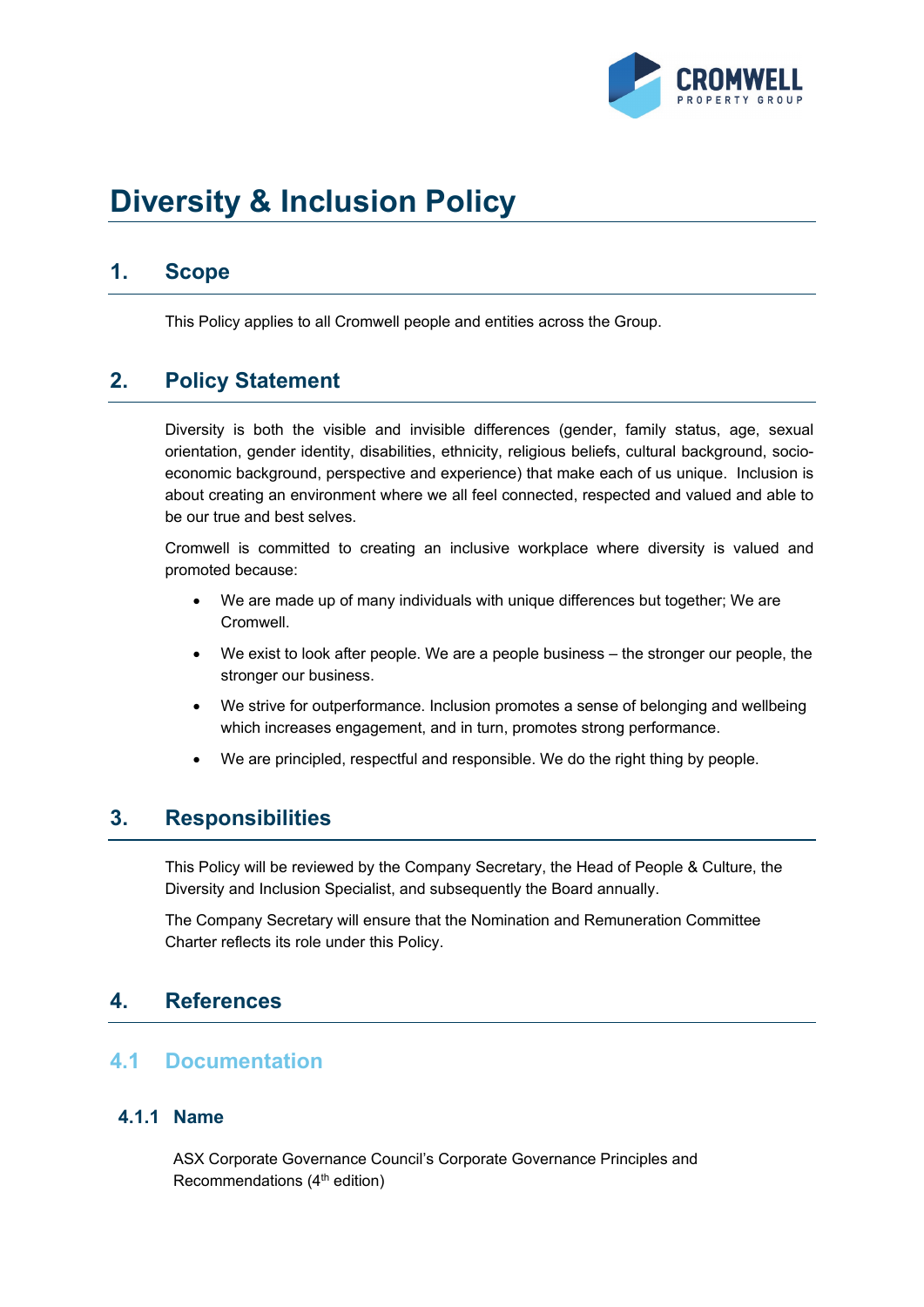# Diversity & Inclusion Policy

## 1. Scope

This Policy applies to all Cromwell people and entities across the Group.

## 2. Policy Statement

Diversity is both the visible and invisible differences (gender, family status, age, sexual orientation, gender identity, disabilities, ethnicity, religious beliefs, cultural background, socio-economic background, perspective and experience) that make each of us unique. Inclusion is about creating an environment where we all feel connected, respected and valued and able to be our true and best selves.

Cromwell is committed to creating an inclusive workplace where diversity is valued and promoted because:

- We are made up of many individuals with unique differences but together; We are Cromwell.
- We exist to look after people. We are a people business – the stronger our people, the stronger our business.
- We strive for outperformance. Inclusion promotes a sense of belonging and wellbeing which increases engagement, and in turn, promotes strong performance.
- We are principled, respectful and responsible. We do the right thing by people.

## 3. Responsibilities

This Policy will be reviewed by the Company Secretary, the Head of People & Culture, the Diversity and Inclusion Specialist, and subsequently the Board annually.

The Company Secretary will ensure that the Nomination and Remuneration Committee Charter reflects its role under this Policy.

## 4. References

### 4.1 Documentation

#### 4.1.1 Name

ASX Corporate Governance Council's Corporate Governance Principles and Recommendations (4th edition)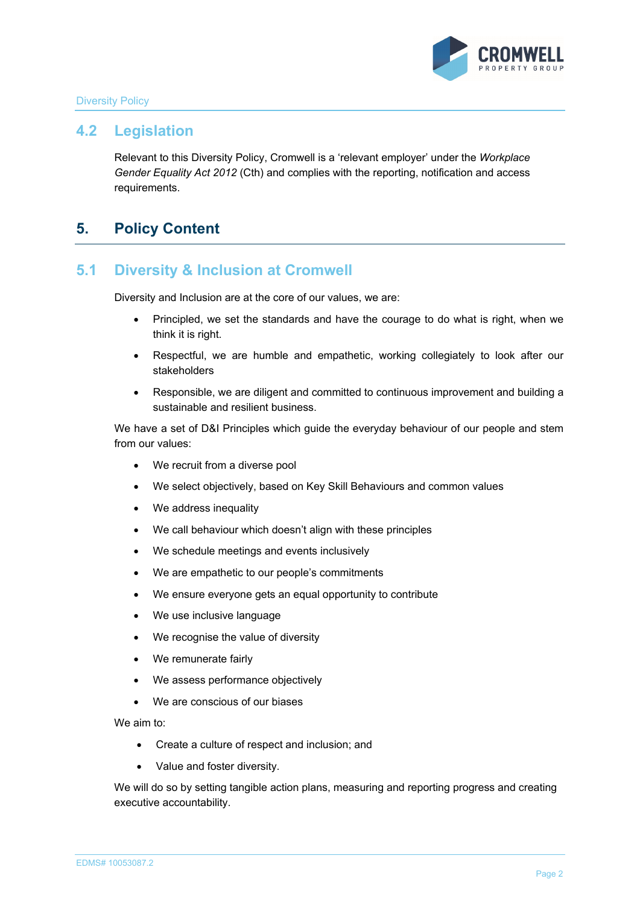## 4.2 Legislation

Relevant to this Diversity Policy, Cromwell is a 'relevant employer' under the *Workplace Gender Equality Act 2012* (Cth) and complies with the reporting, notification and access requirements.

# 5. Policy Content

## 5.1 Diversity & Inclusion at Cromwell

Diversity and Inclusion are at the core of our values, we are:

- Principled, we set the standards and have the courage to do what is right, when we think it is right.
- Respectful, we are humble and empathetic, working collegiately to look after our stakeholders
- Responsible, we are diligent and committed to continuous improvement and building a sustainable and resilient business.

We have a set of D&I Principles which guide the everyday behaviour of our people and stem from our values:

- We recruit from a diverse pool
- We select objectively, based on Key Skill Behaviours and common values
- We address inequality
- We call behaviour which doesn't align with these principles
- We schedule meetings and events inclusively
- We are empathetic to our people's commitments
- We ensure everyone gets an equal opportunity to contribute
- We use inclusive language
- We recognise the value of diversity
- We remunerate fairly
- We assess performance objectively
- We are conscious of our biases

We aim to:

- Create a culture of respect and inclusion; and
- Value and foster diversity.

We will do so by setting tangible action plans, measuring and reporting progress and creating executive accountability.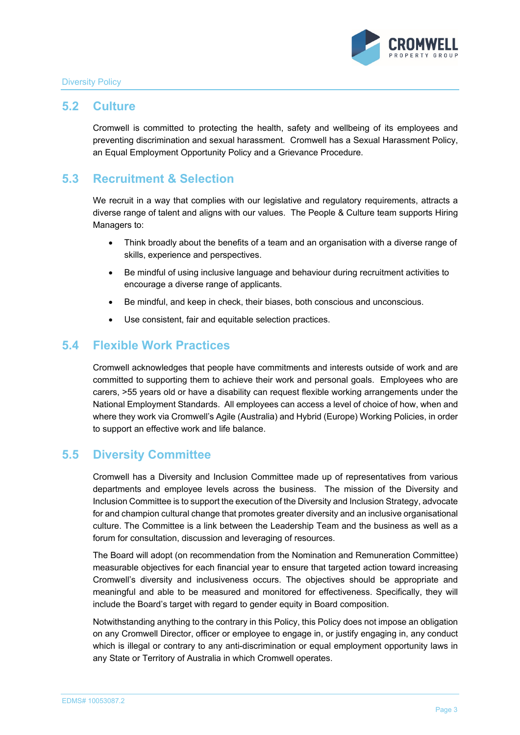## 5.2 Culture

Cromwell is committed to protecting the health, safety and wellbeing of its employees and preventing discrimination and sexual harassment. Cromwell has a Sexual Harassment Policy, an Equal Employment Opportunity Policy and a Grievance Procedure.

## 5.3 Recruitment & Selection

We recruit in a way that complies with our legislative and regulatory requirements, attracts a diverse range of talent and aligns with our values. The People & Culture team supports Hiring Managers to:

- Think broadly about the benefits of a team and an organisation with a diverse range of skills, experience and perspectives.
- Be mindful of using inclusive language and behaviour during recruitment activities to encourage a diverse range of applicants.
- Be mindful, and keep in check, their biases, both conscious and unconscious.
- Use consistent, fair and equitable selection practices.

## 5.4 Flexible Work Practices

Cromwell acknowledges that people have commitments and interests outside of work and are committed to supporting them to achieve their work and personal goals. Employees who are carers, >55 years old or have a disability can request flexible working arrangements under the National Employment Standards. All employees can access a level of choice of how, when and where they work via Cromwell's Agile (Australia) and Hybrid (Europe) Working Policies, in order to support an effective work and life balance.

## 5.5 Diversity Committee

Cromwell has a Diversity and Inclusion Committee made up of representatives from various departments and employee levels across the business. The mission of the Diversity and Inclusion Committee is to support the execution of the Diversity and Inclusion Strategy, advocate for and champion cultural change that promotes greater diversity and an inclusive organisational culture. The Committee is a link between the Leadership Team and the business as well as a forum for consultation, discussion and leveraging of resources.

The Board will adopt (on recommendation from the Nomination and Remuneration Committee) measurable objectives for each financial year to ensure that targeted action toward increasing Cromwell's diversity and inclusiveness occurs. The objectives should be appropriate and meaningful and able to be measured and monitored for effectiveness. Specifically, they will include the Board's target with regard to gender equity in Board composition.

Notwithstanding anything to the contrary in this Policy, this Policy does not impose an obligation on any Cromwell Director, officer or employee to engage in, or justify engaging in, any conduct which is illegal or contrary to any anti-discrimination or equal employment opportunity laws in any State or Territory of Australia in which Cromwell operates.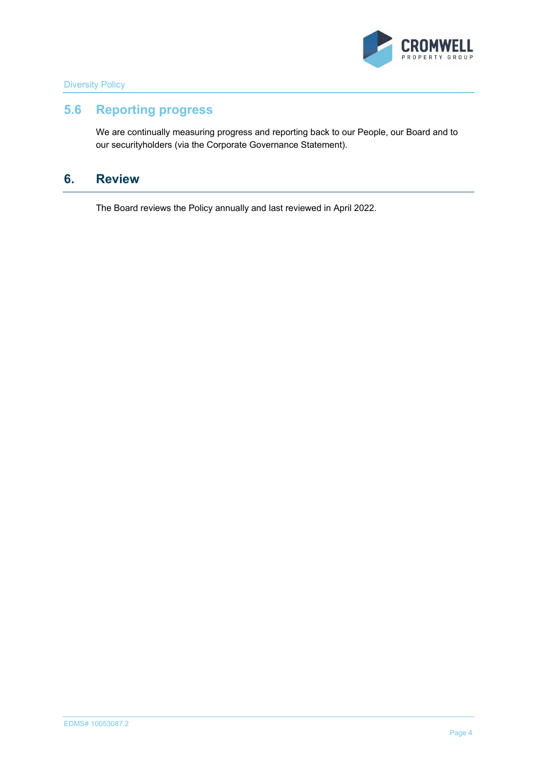### 5.6 Reporting progress

We are continually measuring progress and reporting back to our People, our Board and to our securityholders (via the Corporate Governance Statement).

## 6. Review

The Board reviews the Policy annually and last reviewed in April 2022.